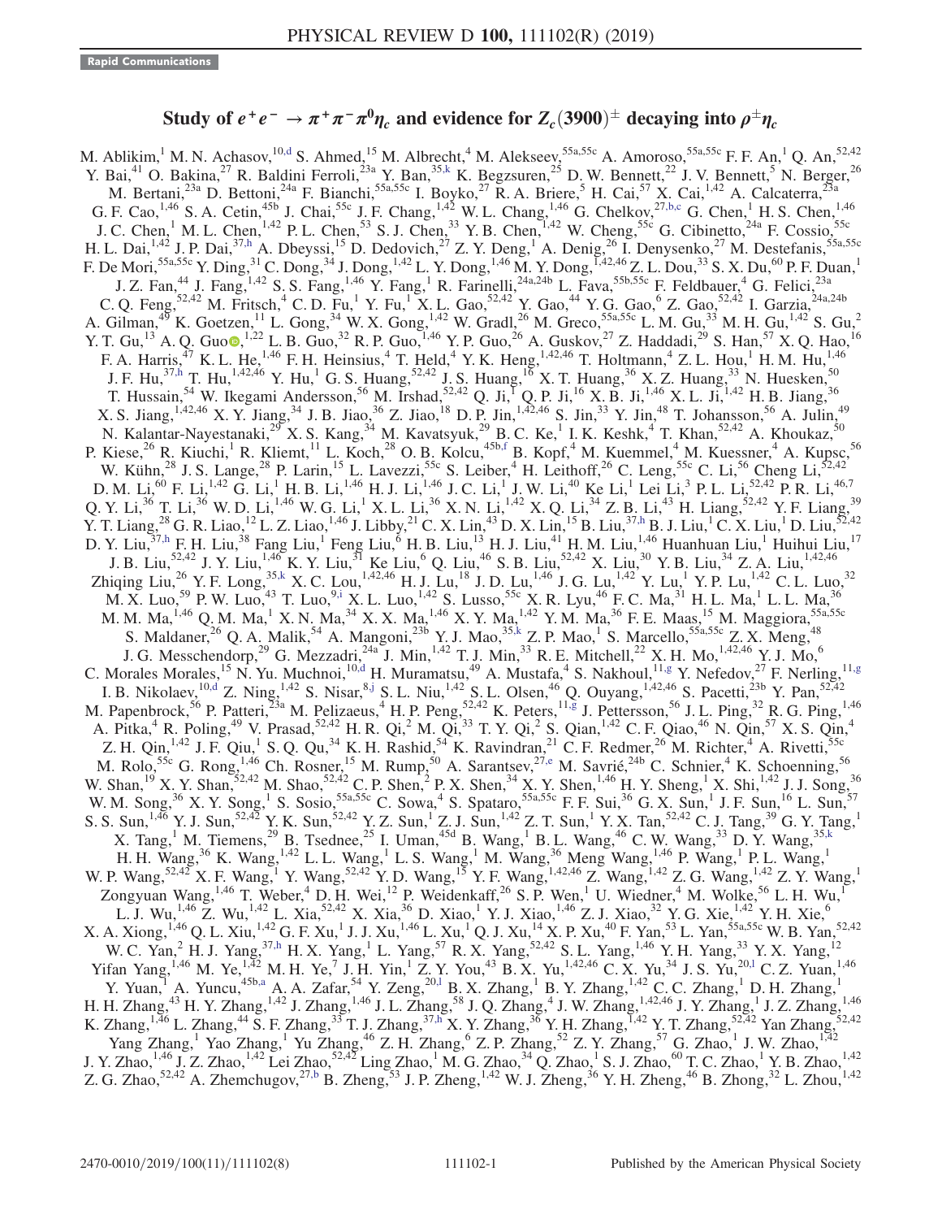Rapid Communications

# Study of $e^+e^- \to \pi^+\pi^-\pi^0\eta_c$ and evidence for $Z_c(3900)^\pm$ decaying into $\rho^\pm\eta_c$

M. Ablikim,[1] M. N. Achasov,[10,d] S. Ahmed,[15] M. Albrecht,[4] M. Alekseev,[55a,55c] A. Amoroso,[55a,55c] F. F. An,[1] Q. An,[52,42] Y. Bai,[41] O. Bakina,[27] R. Baldini Ferroli,[23a] Y. Ban,[35,k] K. Begzsuren,[25] D. W. Bennett,[22] J. V. Bennett,[5] N. Berger,[26] M. Bertani,[23a] D. Bettoni,[24a] F. Bianchi,[55a,55c] I. Boyko,[27] R. A. Briere,[5] H. Cai,[57] X. Cai,[1,42] A. Calcaterra,[23a] G. F. Cao,[1,46] S. A. Cetin,[45b] J. Chai,[55c] J. F. Chang,[1,42] W. L. Chang,[1,46] G. Chelkov,[27,b,c] G. Chen,[1] H. S. Chen,[1,46] J. C. Chen,[1] M. L. Chen,[1,42] P. L. Chen,[53] S. J. Chen,[33] Y. B. Chen,[1,42] W. Cheng,[55c] G. Cibinetto,[24a] F. Cossio,[55c] H. L. Dai,[1,42] J. P. Dai,[37,h] A. Dbeyssi,[15] D. Dedovich,[27] Z. Y. Deng,[1] A. Denig,[26] I. Denysenko,[27] M. Destefanis,[55a,55c] F. De Mori,[55a,55c] Y. Ding,[31] C. Dong,[34] J. Dong,[1,42] L. Y. Dong,[1,46] M. Y. Dong,[1,42,46] Z. L. Dou,[33] S. X. Du,[60] P. F. Duan,[1] J. Z. Fan,[44] J. Fang,[1,42] S. S. Fang,[1,46] Y. Fang,[1] R. Farinelli,[24a,24b] L. Fava,[55b,55c] F. Feldbauer,[4] G. Felici,[23a] C. Q. Feng,[52,42] M. Fritsch,[4] C. D. Fu,[1] Y. Fu,[1] X. L. Gao,[52,42] Y. Gao,[44] Y. G. Gao,[6] Z. Gao,[52,42] I. Garzia,[24a,24b] A. Gilman,[49] K. Goetzen,[11] L. Gong,[34] W. X. Gong,[1,42] W. Gradl,[26] M. Greco,[55a,55c] L. M. Gu,[33] M. H. Gu,[1,42] S. Gu,[2] Y. T. Gu,[13] A. Q. Guo,[1,22] L. B. Guo,[32] R. P. Guo,[1,46] Y. P. Guo,[26] A. Guskov,[27] Z. Haddadi,[29] S. Han,[57] X. Q. Hao,[16] F. A. Harris,[47] K. L. He,[1,46] F. H. Heinsius,[4] T. Held,[4] Y. K. Heng,[1,42,46] T. Holtmann,[4] Z. L. Hou,[1] H. M. Hu,[1,46] J. F. Hu,[37,h] T. Hu,[1,42,46] Y. Hu,[1] G. S. Huang,[52,42] J. S. Huang,[16] X. T. Huang,[36] X. Z. Huang,[33] N. Huesken,[50] T. Hussain,[54] W. Ikegami Andersson,[56] M. Irshad,[52,42] Q. Ji,[1] Q. P. Ji,[16] X. B. Ji,[1,46] X. L. Ji,[1,42] H. B. Jiang,[36] X. S. Jiang,[1,42,46] X. Y. Jiang,[34] J. B. Jiao,[36] Z. Jiao,[18] D. P. Jin,[1,42,46] S. Jin,[33] Y. Jin,[48] T. Johansson,[56] A. Julin,[49] N. Kalantar-Nayestanaki,[29] X. S. Kang,[34] M. Kavatsyuk,[29] B. C. Ke,[1] I. K. Keshk,[4] T. Khan,[52,42] A. Khoukaz,[50] P. Kiese,[26] R. Kiuchi,[1] R. Kliemt,[11] L. Koch,[28] O. B. Kolcu,[45b,f] B. Kopf,[4] M. Kuemmel,[4] M. Kuessner,[4] A. Kupsc,[56] W. Kühn,[28] J. S. Lange,[28] P. Larin,[15] L. Lavezzi,[55c] S. Leiber,[4] H. Leithoff,[26] C. Leng,[55c] C. Li,[56] Cheng Li,[52,42] D. M. Li,[60] F. Li,[1,42] G. Li,[1] H. B. Li,[1,46] H. J. Li,[1,46] J. C. Li,[1] J. W. Li,[40] Ke Li,[1] Lei Li,[3] P. L. Li,[52,42] P. R. Li,[46,7] Q. Y. Li,[36] T. Li,[36] W. D. Li,[1,46] W. G. Li,[1] X. L. Li,[36] X. N. Li,[1,42] X. Q. Li,[34] Z. B. Li,[43] H. Liang,[52,42] Y. F. Liang,[39] Y. T. Liang,[28] G. R. Liao,[12] L. Z. Liao,[1,46] J. Libby,[21] C. X. Lin,[43] D. X. Lin,[15] B. Liu,[37,h] B. J. Liu,[1] C. X. Liu,[1] D. Liu,[52,42] D. Y. Liu,[37,h] F. H. Liu,[38] Fang Liu,[1] Feng Liu,[6] H. B. Liu,[13] H. J. Liu,[41] H. M. Liu,[1,46] Huanhuan Liu,[1] Huihui Liu,[17] J. B. Liu,[52,42] J. Y. Liu,[1,46] K. Y. Liu,[31] Ke Liu,[6] Q. Liu,[46] S. B. Liu,[52,42] X. Liu,[30] Y. B. Liu,[34] Z. A. Liu,[1,42,46] Zhiqing Liu,[26] Y. F. Long,[35,k] X. C. Lou,[1,42,46] H. J. Lu,[18] J. D. Lu,[1,46] J. G. Lu,[1,42] Y. Lu,[1] Y. P. Lu,[1,42] C. L. Luo,[32] M. X. Luo,[59] P. W. Luo,[43] T. Luo,[9,i] X. L. Luo,[1,42] S. Lusso,[55c] X. R. Lyu,[46] F. C. Ma,[31] H. L. Ma,[1] L. L. Ma,[36] M. M. Ma,[1,46] Q. M. Ma,[1] X. N. Ma,[34] X. X. Ma,[1,46] X. Y. Ma,[1,42] Y. M. Ma,[36] F. E. Maas,[15] M. Maggiora,[55a,55c] S. Maldaner,[26] Q. A. Malik,[54] A. Mangoni,[23b] Y. J. Mao,[35,k] Z. P. Mao,[1] S. Marcello,[55a,55c] Z. X. Meng,[48] J. G. Messchendorp,[29] G. Mezzadri,[24a] J. Min,[1,42] T. J. Min,[33] R. E. Mitchell,[22] X. H. Mo,[1,42,46] Y. J. Mo,[6] C. Morales Morales,[15] N. Yu. Muchnoi,[10,d] H. Muramatsu,[49] A. Mustafa,[4] S. Nakhoul,[11,g] Y. Nefedov,[27] F. Nerling,[11,g] I. B. Nikolaev,[10,d] Z. Ning,[1,42] S. Nisar,[8,j] S. L. Niu,[1,42] S. L. Olsen,[46] Q. Ouyang,[1,42,46] S. Pacetti,[23b] Y. Pan,[52,42] M. Papenbrock,[56] P. Patteri,[23a] M. Pelizaeus,[4] H. P. Peng,[52,42] K. Peters,[11,g] J. Pettersson,[56] J. L. Ping,[32] R. G. Ping,[1,46] A. Pitka,[4] R. Poling,[49] V. Prasad,[52,42] H. R. Qi,[2] M. Qi,[33] T. Y. Qi,[2] S. Qian,[1,42] C. F. Qiao,[46] N. Qin,[57] X. S. Qin,[4] Z. H. Qin,[1,42] J. F. Qiu,[1] S. Q. Qu,[34] K. H. Rashid,[54] K. Ravindran,[21] C. F. Redmer,[26] M. Richter,[4] A. Rivetti,[55c] M. Rolo,[55c] G. Rong,[1,46] Ch. Rosner,[15] M. Rump,[50] A. Sarantsev,[27,e] M. Savrié,[24b] C. Schnier,[4] K. Schoenning,[56] W. Shan,[19] X. Y. Shan,[52,42] M. Shao,[52,42] C. P. Shen,[2] P. X. Shen,[34] X. Y. Shen,[1,46] H. Y. Sheng,[1] X. Shi,[1,42] J. J. Song,[36] W. M. Song,[36] X. Y. Song,[1] S. Sosio,[55a,55c] C. Sowa,[4] S. Spataro,[55a,55c] F. F. Sui,[36] G. X. Sun,[1] J. F. Sun,[16] L. Sun,[57] S. S. Sun,[1,46] Y. J. Sun,[52,42] Y. K. Sun,[52,42] Y. Z. Sun,[1] Z. J. Sun,[1,42] Z. T. Sun,[1] Y. X. Tan,[52,42] C. J. Tang,[39] G. Y. Tang,[1] X. Tang,[1] M. Tiemens,[29] B. Tsednee,[25] I. Uman,[45d] B. Wang,[1] B. L. Wang,[46] C. W. Wang,[33] D. Y. Wang,[35,k] H. H. Wang,[36] K. Wang,[1,42] L. L. Wang,[1] L. S. Wang,[1] M. Wang,[36] Meng Wang,[1,46] P. Wang,[1] P. L. Wang,[1] W. P. Wang,[52,42] X. F. Wang,[1] Y. Wang,[52,42] Y. D. Wang,[15] Y. F. Wang,[1,42,46] Z. Wang,[1,42] Z. G. Wang,[1,42] Z. Y. Wang,[1] Zongyuan Wang,[1,46] T. Weber,[4] D. H. Wei,[12] P. Weidenkaff,[26] S. P. Wen,[1] U. Wiedner,[4] M. Wolke,[56] L. H. Wu,[1] L. J. Wu,[1,46] Z. Wu,[1,42] L. Xia,[52,42] X. Xia,[36] D. Xiao,[1] Y. J. Xiao,[1,46] Z. J. Xiao,[32] Y. G. Xie,[1,42] Y. H. Xie,[6] X. A. Xiong,[1,46] Q. L. Xiu,[1,42] G. F. Xu,[1] J. J. Xu,[1,46] L. Xu,[1] Q. J. Xu,[14] X. P. Xu,[40] F. Yan,[53] L. Yan,[55a,55c] W. B. Yan,[52,42] W. C. Yan,[2] H. J. Yang,[37,h] H. X. Yang,[1] L. Yang,[57] R. X. Yang,[52,42] S. L. Yang,[1,46] Y. H. Yang,[33] Y. X. Yang,[12] Yifan Yang,[1,46] M. Ye,[1,42] M. H. Ye,[7] J. H. Yin,[1] Z. Y. You,[43] B. X. Yu,[1,42,46] C. X. Yu,[34] J. S. Yu,[20,l] C. Z. Yuan,[1,46] Y. Yuan,[1] A. Yuncu,[45b,a] A. A. Zafar,[54] Y. Zeng,[20,l] B. X. Zhang,[1] B. Y. Zhang,[1,42] C. C. Zhang,[1] D. H. Zhang,[1] H. H. Zhang,[43] H. Y. Zhang,[1,42] J. Zhang,[1,46] J. L. Zhang,[58] J. Q. Zhang,[4] J. W. Zhang,[1,42,46] J. Y. Zhang,[1] J. Z. Zhang,[1,46] K. Zhang,[1,46] L. Zhang,[44] S. F. Zhang,[33] T. J. Zhang,[37,h] X. Y. Zhang,[36] Y. H. Zhang,[1,42] Y. T. Zhang,[52,42] Yan Zhang,[52,42] Yang Zhang,[1] Yao Zhang,[1] Yu Zhang,[46] Z. H. Zhang,[6] Z. P. Zhang,[52] Z. Y. Zhang,[57] G. Zhao,[1] J. W. Zhao,[1,42] J. Y. Zhao,[1,46] J. Z. Zhao,[1,42] Lei Zhao,[52,42] Ling Zhao,[1] M. G. Zhao,[34] Q. Zhao,[1] S. J. Zhao,[60] T. C. Zhao,[1] Y. B. Zhao,[1,42] Z. G. Zhao,[52,42] A. Zhemchugov,[27,b] B. Zheng,[53] J. P. Zheng,[1,42] W. J. Zheng,[36] Y. H. Zheng,[46] B. Zhong,[32] L. Zhou,[1,42]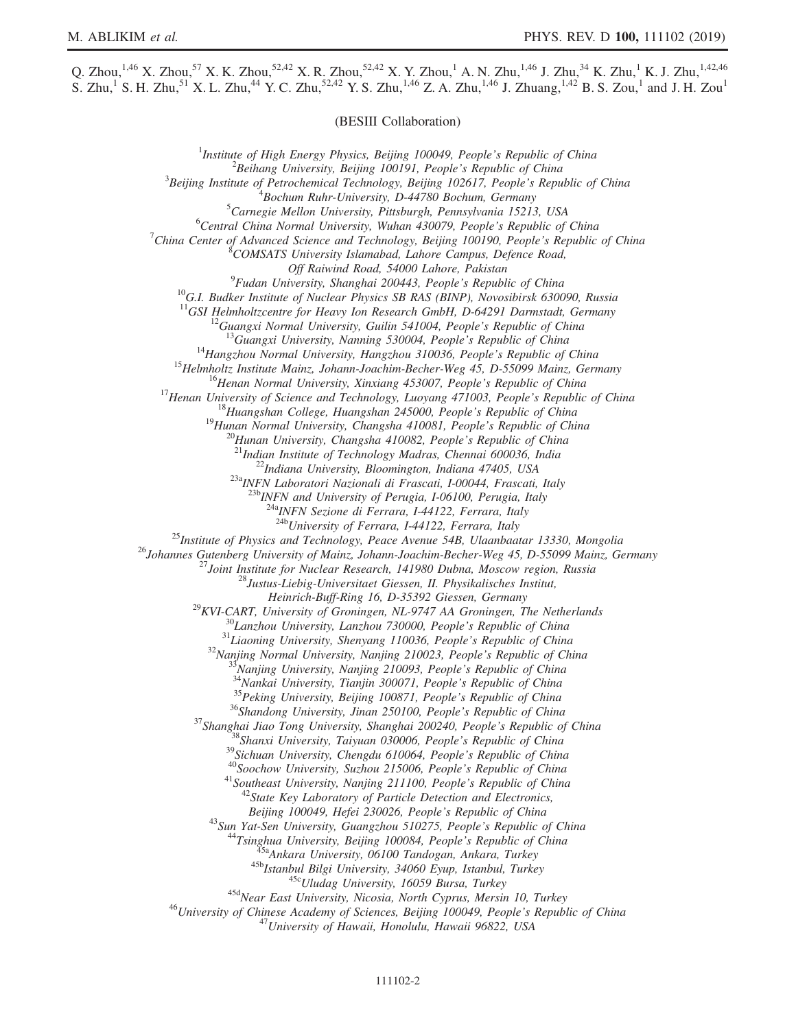Q. Zhou,[1,46] X. Zhou,[57] X. K. Zhou,[52,42] X. R. Zhou,[52,42] X. Y. Zhou,[1] A. N. Zhu,[1,46] J. Zhu,[34] K. Zhu,[1] K. J. Zhu,[1,42,46] S. Zhu,[1] S. H. Zhu,[51] X. L. Zhu,[44] Y. C. Zhu,[52,42] Y. S. Zhu,[1,46] Z. A. Zhu,[1,46] J. Zhuang,[1,42] B. S. Zou,[1] and J. H. Zou[1]

(BESIII Collaboration)

[1]*Institute of High Energy Physics, Beijing 100049, People's Republic of China*
[2]*Beihang University, Beijing 100191, People's Republic of China*
[3]*Beijing Institute of Petrochemical Technology, Beijing 102617, People's Republic of China*
[4]*Bochum Ruhr-University, D-44780 Bochum, Germany*
[5]*Carnegie Mellon University, Pittsburgh, Pennsylvania 15213, USA*
[6]*Central China Normal University, Wuhan 430079, People's Republic of China*
[7]*China Center of Advanced Science and Technology, Beijing 100190, People's Republic of China*
[8]*COMSATS University Islamabad, Lahore Campus, Defence Road, Off Raiwind Road, 54000 Lahore, Pakistan*
[9]*Fudan University, Shanghai 200443, People's Republic of China*
[10]*G.I. Budker Institute of Nuclear Physics SB RAS (BINP), Novosibirsk 630090, Russia*
[11]*GSI Helmholtzcentre for Heavy Ion Research GmbH, D-64291 Darmstadt, Germany*
[12]*Guangxi Normal University, Guilin 541004, People's Republic of China*
[13]*Guangxi University, Nanning 530004, People's Republic of China*
[14]*Hangzhou Normal University, Hangzhou 310036, People's Republic of China*
[15]*Helmholtz Institute Mainz, Johann-Joachim-Becher-Weg 45, D-55099 Mainz, Germany*
[16]*Henan Normal University, Xinxiang 453007, People's Republic of China*
[17]*Henan University of Science and Technology, Luoyang 471003, People's Republic of China*
[18]*Huangshan College, Huangshan 245000, People's Republic of China*
[19]*Hunan Normal University, Changsha 410081, People's Republic of China*
[20]*Hunan University, Changsha 410082, People's Republic of China*
[21]*Indian Institute of Technology Madras, Chennai 600036, India*
[22]*Indiana University, Bloomington, Indiana 47405, USA*
[23a]*INFN Laboratori Nazionali di Frascati, I-00044, Frascati, Italy*
[23b]*INFN and University of Perugia, I-06100, Perugia, Italy*
[24a]*INFN Sezione di Ferrara, I-44122, Ferrara, Italy*
[24b]*University of Ferrara, I-44122, Ferrara, Italy*
[25]*Institute of Physics and Technology, Peace Avenue 54B, Ulaanbaatar 13330, Mongolia*
[26]*Johannes Gutenberg University of Mainz, Johann-Joachim-Becher-Weg 45, D-55099 Mainz, Germany*
[27]*Joint Institute for Nuclear Research, 141980 Dubna, Moscow region, Russia*
[28]*Justus-Liebig-Universitaet Giessen, II. Physikalisches Institut, Heinrich-Buff-Ring 16, D-35392 Giessen, Germany*
[29]*KVI-CART, University of Groningen, NL-9747 AA Groningen, The Netherlands*
[30]*Lanzhou University, Lanzhou 730000, People's Republic of China*
[31]*Liaoning University, Shenyang 110036, People's Republic of China*
[32]*Nanjing Normal University, Nanjing 210023, People's Republic of China*
[33]*Nanjing University, Nanjing 210093, People's Republic of China*
[34]*Nankai University, Tianjin 300071, People's Republic of China*
[35]*Peking University, Beijing 100871, People's Republic of China*
[36]*Shandong University, Jinan 250100, People's Republic of China*
[37]*Shanghai Jiao Tong University, Shanghai 200240, People's Republic of China*
[38]*Shanxi University, Taiyuan 030006, People's Republic of China*
[39]*Sichuan University, Chengdu 610064, People's Republic of China*
[40]*Soochow University, Suzhou 215006, People's Republic of China*
[41]*Southeast University, Nanjing 211100, People's Republic of China*
[42]*State Key Laboratory of Particle Detection and Electronics, Beijing 100049, Hefei 230026, People's Republic of China*
[43]*Sun Yat-Sen University, Guangzhou 510275, People's Republic of China*
[44]*Tsinghua University, Beijing 100084, People's Republic of China*
[45a]*Ankara University, 06100 Tandogan, Ankara, Turkey*
[45b]*Istanbul Bilgi University, 34060 Eyup, Istanbul, Turkey*
[45c]*Uludag University, 16059 Bursa, Turkey*
[45d]*Near East University, Nicosia, North Cyprus, Mersin 10, Turkey*
[46]*University of Chinese Academy of Sciences, Beijing 100049, People's Republic of China*
[47]*University of Hawaii, Honolulu, Hawaii 96822, USA*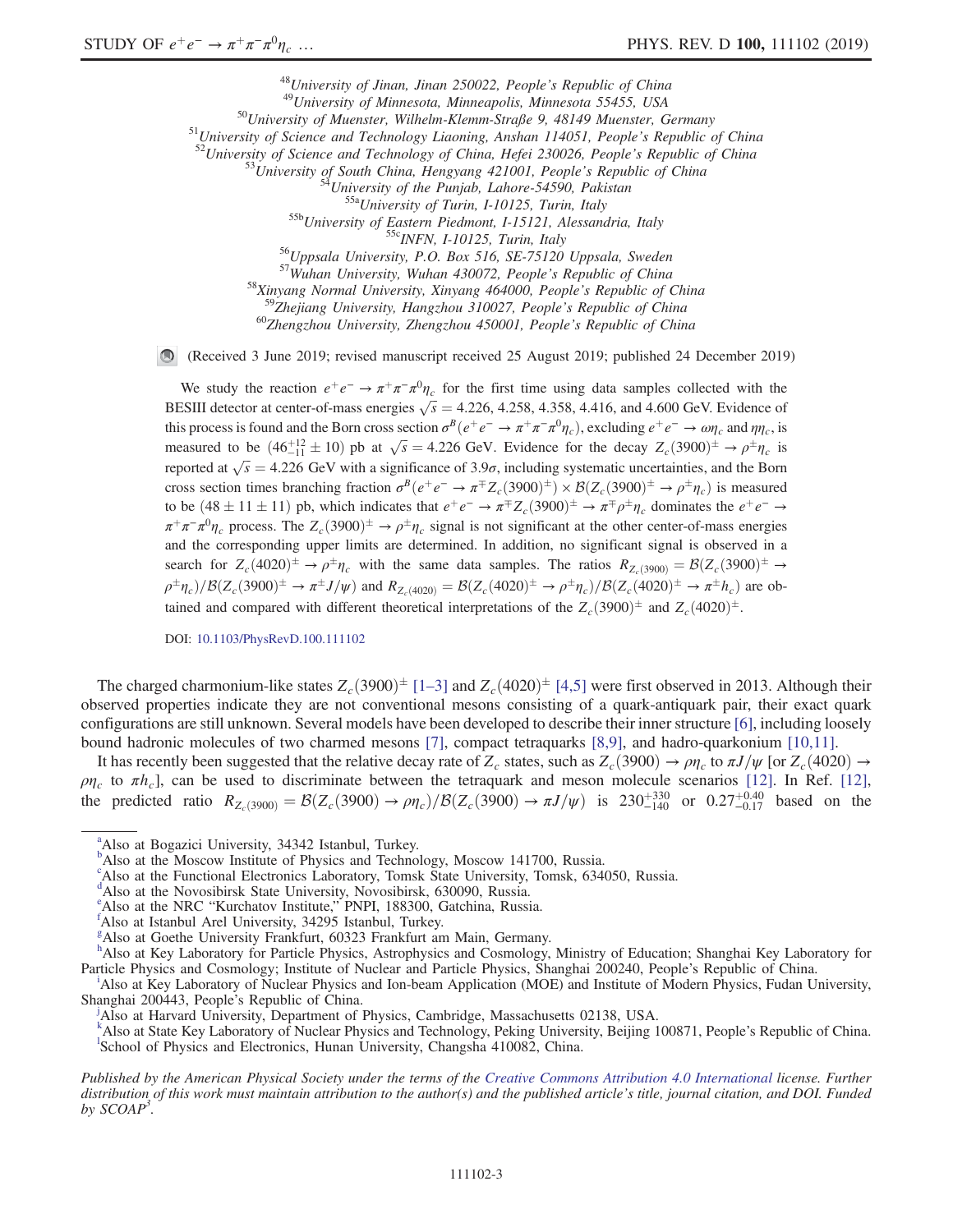[48]University of Jinan, Jinan 250022, People's Republic of China
[49]University of Minnesota, Minneapolis, Minnesota 55455, USA
[50]University of Muenster, Wilhelm-Klemm-Straße 9, 48149 Muenster, Germany
[51]University of Science and Technology Liaoning, Anshan 114051, People's Republic of China
[52]University of Science and Technology of China, Hefei 230026, People's Republic of China
[53]University of South China, Hengyang 421001, People's Republic of China
[54]University of the Punjab, Lahore-54590, Pakistan
[55a]University of Turin, I-10125, Turin, Italy
[55b]University of Eastern Piedmont, I-15121, Alessandria, Italy
[55c]INFN, I-10125, Turin, Italy
[56]Uppsala University, P.O. Box 516, SE-75120 Uppsala, Sweden
[57]Wuhan University, Wuhan 430072, People's Republic of China
[58]Xinyang Normal University, Xinyang 464000, People's Republic of China
[59]Zhejiang University, Hangzhou 310027, People's Republic of China
[60]Zhengzhou University, Zhengzhou 450001, People's Republic of China

(Received 3 June 2019; revised manuscript received 25 August 2019; published 24 December 2019)

We study the reaction $e^+e^- \to \pi^+\pi^-\pi^0\eta_c$ for the first time using data samples collected with the BESIII detector at center-of-mass energies $\sqrt{s} = 4.226$, 4.258, 4.358, 4.416, and 4.600 GeV. Evidence of this process is found and the Born cross section $\sigma^B(e^+e^- \to \pi^+\pi^-\pi^0\eta_c)$, excluding $e^+e^- \to \omega\eta_c$ and $\eta\eta_c$, is measured to be $(46^{+12}_{-11} \pm 10)$ pb at $\sqrt{s} = 4.226$ GeV. Evidence for the decay $Z_c(3900)^\pm \to \rho^\pm\eta_c$ is reported at $\sqrt{s} = 4.226$ GeV with a significance of $3.9\sigma$, including systematic uncertainties, and the Born cross section times branching fraction $\sigma^B(e^+e^- \to \pi^\mp Z_c(3900)^\pm) \times \mathcal{B}(Z_c(3900)^\pm \to \rho^\pm\eta_c)$ is measured to be $(48 \pm 11 \pm 11)$ pb, which indicates that $e^+e^- \to \pi^\mp Z_c(3900)^\pm \to \pi^\mp\rho^\pm\eta_c$ dominates the $e^+e^- \to \pi^+\pi^-\pi^0\eta_c$ process. The $Z_c(3900)^\pm \to \rho^\pm\eta_c$ signal is not significant at the other center-of-mass energies and the corresponding upper limits are determined. In addition, no significant signal is observed in a search for $Z_c(4020)^\pm \to \rho^\pm\eta_c$ with the same data samples. The ratios $R_{Z_c(3900)} = \mathcal{B}(Z_c(3900)^\pm \to \rho^\pm\eta_c)/\mathcal{B}(Z_c(3900)^\pm \to \pi^\pm J/\psi)$ and $R_{Z_c(4020)} = \mathcal{B}(Z_c(4020)^\pm \to \rho^\pm\eta_c)/\mathcal{B}(Z_c(4020)^\pm \to \pi^\pm h_c)$ are obtained and compared with different theoretical interpretations of the $Z_c(3900)^\pm$ and $Z_c(4020)^\pm$.

DOI: 10.1103/PhysRevD.100.111102

The charged charmonium-like states $Z_c(3900)^\pm$ [1–3] and $Z_c(4020)^\pm$ [4,5] were first observed in 2013. Although their observed properties indicate they are not conventional mesons consisting of a quark-antiquark pair, their exact quark configurations are still unknown. Several models have been developed to describe their inner structure [6], including loosely bound hadronic molecules of two charmed mesons [7], compact tetraquarks [8,9], and hadro-quarkonium [10,11].

It has recently been suggested that the relative decay rate of $Z_c$ states, such as $Z_c(3900) \to \rho\eta_c$ to $\pi J/\psi$ [or $Z_c(4020) \to \rho\eta_c$ to $\pi h_c$], can be used to discriminate between the tetraquark and meson molecule scenarios [12]. In Ref. [12], the predicted ratio $R_{Z_c(3900)} = \mathcal{B}(Z_c(3900) \to \rho\eta_c)/\mathcal{B}(Z_c(3900) \to \pi J/\psi)$ is $230^{+330}_{-140}$ or $0.27^{+0.40}_{-0.17}$ based on the

[a]Also at Bogazici University, 34342 Istanbul, Turkey.
[b]Also at the Moscow Institute of Physics and Technology, Moscow 141700, Russia.
[c]Also at the Functional Electronics Laboratory, Tomsk State University, Tomsk, 634050, Russia.
[d]Also at the Novosibirsk State University, Novosibirsk, 630090, Russia.
[e]Also at the NRC "Kurchatov Institute," PNPI, 188300, Gatchina, Russia.
[f]Also at Istanbul Arel University, 34295 Istanbul, Turkey.
[g]Also at Goethe University Frankfurt, 60323 Frankfurt am Main, Germany.
[h]Also at Key Laboratory for Particle Physics, Astrophysics and Cosmology, Ministry of Education; Shanghai Key Laboratory for Particle Physics and Cosmology; Institute of Nuclear and Particle Physics, Shanghai 200240, People's Republic of China.
[i]Also at Key Laboratory of Nuclear Physics and Ion-beam Application (MOE) and Institute of Modern Physics, Fudan University, Shanghai 200443, People's Republic of China.
[j]Also at Harvard University, Department of Physics, Cambridge, Massachusetts 02138, USA.
[k]Also at State Key Laboratory of Nuclear Physics and Technology, Peking University, Beijing 100871, People's Republic of China.
[l]School of Physics and Electronics, Hunan University, Changsha 410082, China.

*Published by the American Physical Society under the terms of the Creative Commons Attribution 4.0 International license. Further distribution of this work must maintain attribution to the author(s) and the published article's title, journal citation, and DOI. Funded by SCOAP[3].*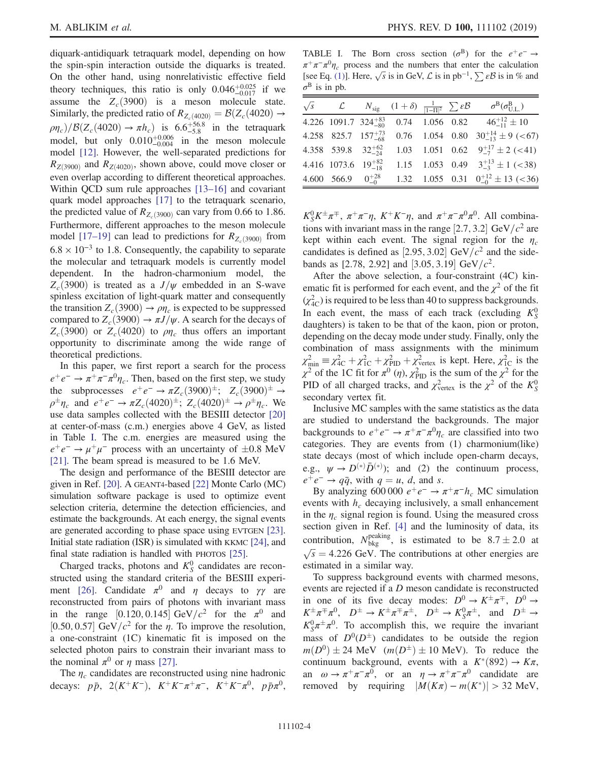diquark-antidiquark tetraquark model, depending on how the spin-spin interaction outside the diquarks is treated. On the other hand, using nonrelativistic effective field theory techniques, this ratio is only $0.046^{+0.025}_{-0.017}$ if we assume the $Z_c(3900)$ is a meson molecule state. Similarly, the predicted ratio of $R_{Z_c(4020)} = \mathcal{B}(Z_c(4020) \to \rho\eta_c)/\mathcal{B}(Z_c(4020) \to \pi h_c)$ is $6.6^{+56.8}_{-5.8}$ in the tetraquark model, but only $0.010^{+0.006}_{-0.004}$ in the meson molecule model [12]. However, the well-separated predictions for $R_{Z(3900)}$ and $R_{Z(4020)}$, shown above, could move closer or even overlap according to different theoretical approaches. Within QCD sum rule approaches [13–16] and covariant quark model approaches [17] to the tetraquark scenario, the predicted value of $R_{Z_c(3900)}$ can vary from 0.66 to 1.86. Furthermore, different approaches to the meson molecule model [17–19] can lead to predictions for $R_{Z_c(3900)}$ from $6.8 \times 10^{-3}$ to 1.8. Consequently, the capability to separate the molecular and tetraquark models is currently model dependent. In the hadron-charmonium model, the $Z_c(3900)$ is treated as a $J/\psi$ embedded in an S-wave spinless excitation of light-quark matter and consequently the transition $Z_c(3900) \to \rho\eta_c$ is expected to be suppressed compared to $Z_c(3900) \to \pi J/\psi$. A search for the decays of $Z_c(3900)$ or $Z_c(4020)$ to $\rho\eta_c$ thus offers an important opportunity to discriminate among the wide range of theoretical predictions.

In this paper, we first report a search for the process $e^+e^- \to \pi^+\pi^-\pi^0\eta_c$. Then, based on the first step, we study the subprocesses $e^+e^- \to \pi Z_c(3900)^\pm$; $Z_c(3900)^\pm \to \rho^\pm\eta_c$ and $e^+e^- \to \pi Z_c(4020)^\pm$; $Z_c(4020)^\pm \to \rho^\pm\eta_c$. We use data samples collected with the BESIII detector [20] at center-of-mass (c.m.) energies above 4 GeV, as listed in Table I. The c.m. energies are measured using the $e^+e^- \to \mu^+\mu^-$ process with an uncertainty of $\pm 0.8$ MeV [21]. The beam spread is measured to be 1.6 MeV.

The design and performance of the BESIII detector are given in Ref. [20]. A GEANT4-based [22] Monte Carlo (MC) simulation software package is used to optimize event selection criteria, determine the detection efficiencies, and estimate the backgrounds. At each energy, the signal events are generated according to phase space using EVTGEN [23]. Initial state radiation (ISR) is simulated with KKMC [24], and final state radiation is handled with PHOTOS [25].

Charged tracks, photons and $K_S^0$ candidates are reconstructed using the standard criteria of the BESIII experiment [26]. Candidate $\pi^0$ and $\eta$ decays to $\gamma\gamma$ are reconstructed from pairs of photons with invariant mass in the range $[0.120, 0.145]$ GeV/$c^2$ for the $\pi^0$ and $[0.50, 0.57]$ GeV/$c^2$ for the $\eta$. To improve the resolution, a one-constraint (1C) kinematic fit is imposed on the selected photon pairs to constrain their invariant mass to the nominal $\pi^0$ or $\eta$ mass [27].

The $\eta_c$ candidates are reconstructed using nine hadronic decays: $p\bar{p}$, $2(K^+K^-)$, $K^+K^-\pi^+\pi^-$, $K^+K^-\pi^0$, $p\bar{p}\pi^0$, $K_S^0K^\pm\pi^\mp$, $\pi^+\pi^-\eta$, $K^+K^-\eta$, and $\pi^+\pi^-\pi^0\pi^0$. All combinations with invariant mass in the range $[2.7, 3.2]$ GeV/$c^2$ are kept within each event. The signal region for the $\eta_c$ candidates is defined as $[2.95, 3.02]$ GeV/$c^2$ and the sidebands as $[2.78, 2.92]$ and $[3.05, 3.19]$ GeV/$c^2$.

TABLE I. The Born cross section ($\sigma^B$) for the $e^+e^- \to \pi^+\pi^-\pi^0\eta_c$ process and the numbers that enter the calculation [see Eq. (1)]. Here, $\sqrt{s}$ is in GeV, $\mathcal{L}$ is in pb$^{-1}$, $\sum \varepsilon\mathcal{B}$ is in % and $\sigma^B$ is in pb.

| $\sqrt{s}$ | $\mathcal{L}$ | $N_{\rm sig}$ | $(1+\delta)$ | $\frac{1}{\|1-\Pi\|^2}$ | $\sum \varepsilon\mathcal{B}$ | $\sigma^B(\sigma^B_{\rm U.L.})$ |
|---|---|---|---|---|---|---|
| 4.226 | 1091.7 | $324^{+83}_{-80}$ | 0.74 | 1.056 | 0.82 | $46^{+12}_{-11} \pm 10$ |
| 4.258 | 825.7 | $157^{+73}_{-68}$ | 0.76 | 1.054 | 0.80 | $30^{+14}_{-13} \pm 9$ ($<67$) |
| 4.358 | 539.8 | $32^{+62}_{-24}$ | 1.03 | 1.051 | 0.62 | $9^{+17}_{-7} \pm 2$ ($<41$) |
| 4.416 | 1073.6 | $19^{+82}_{-18}$ | 1.15 | 1.053 | 0.49 | $3^{+13}_{-3} \pm 1$ ($<38$) |
| 4.600 | 566.9 | $0^{+28}_{-0}$ | 1.32 | 1.055 | 0.31 | $0^{+12}_{-0} \pm 13$ ($<36$) |

After the above selection, a four-constraint (4C) kinematic fit is performed for each event, and the $\chi^2$ of the fit ($\chi^2_{\rm 4C}$) is required to be less than 40 to suppress backgrounds. In each event, the mass of each track (excluding $K_S^0$ daughters) is taken to be that of the kaon, pion or proton, depending on the decay mode under study. Finally, only the combination of mass assignments with the minimum $\chi^2_{\rm min} \equiv \chi^2_{\rm 4C} + \chi^2_{\rm 1C} + \chi^2_{\rm PID} + \chi^2_{\rm vertex}$ is kept. Here, $\chi^2_{\rm 1C}$ is the $\chi^2$ of the 1C fit for $\pi^0$ ($\eta$), $\chi^2_{\rm PID}$ is the sum of the $\chi^2$ for the PID of all charged tracks, and $\chi^2_{\rm vertex}$ is the $\chi^2$ of the $K_S^0$ secondary vertex fit.

Inclusive MC samples with the same statistics as the data are studied to understand the backgrounds. The major backgrounds to $e^+e^- \to \pi^+\pi^-\pi^0\eta_c$ are classified into two categories. They are events from (1) charmonium(like) state decays (most of which include open-charm decays, e.g., $\psi \to D^{(*)}\bar{D}^{(*)}$); and (2) the continuum process, $e^+e^- \to q\bar{q}$, with $q = u$, $d$, and $s$.

By analyzing 600 000 $e^+e^- \to \pi^+\pi^-h_c$ MC simulation events with $h_c$ decaying inclusively, a small enhancement in the $\eta_c$ signal region is found. Using the measured cross section given in Ref. [4] and the luminosity of data, its contribution, $N^{\rm peaking}_{\rm bkg}$, is estimated to be $8.7 \pm 2.0$ at $\sqrt{s} = 4.226$ GeV. The contributions at other energies are estimated in a similar way.

To suppress background events with charmed mesons, events are rejected if a $D$ meson candidate is reconstructed in one of its five decay modes: $D^0 \to K^\pm\pi^\mp$, $D^0 \to K^\pm\pi^\mp\pi^0$, $D^\pm \to K^\pm\pi^\mp\pi^\pm$, $D^\pm \to K_S^0\pi^\pm$, and $D^\pm \to K_S^0\pi^\pm\pi^0$. To accomplish this, we require the invariant mass of $D^0(D^\pm)$ candidates to be outside the region $m(D^0) \pm 24$ MeV ($m(D^\pm) \pm 10$ MeV). To reduce the continuum background, events with a $K^*(892) \to K\pi$, an $\omega \to \pi^+\pi^-\pi^0$, or an $\eta \to \pi^+\pi^-\pi^0$ candidate are removed by requiring $|M(K\pi) - m(K^*)| > 32$ MeV,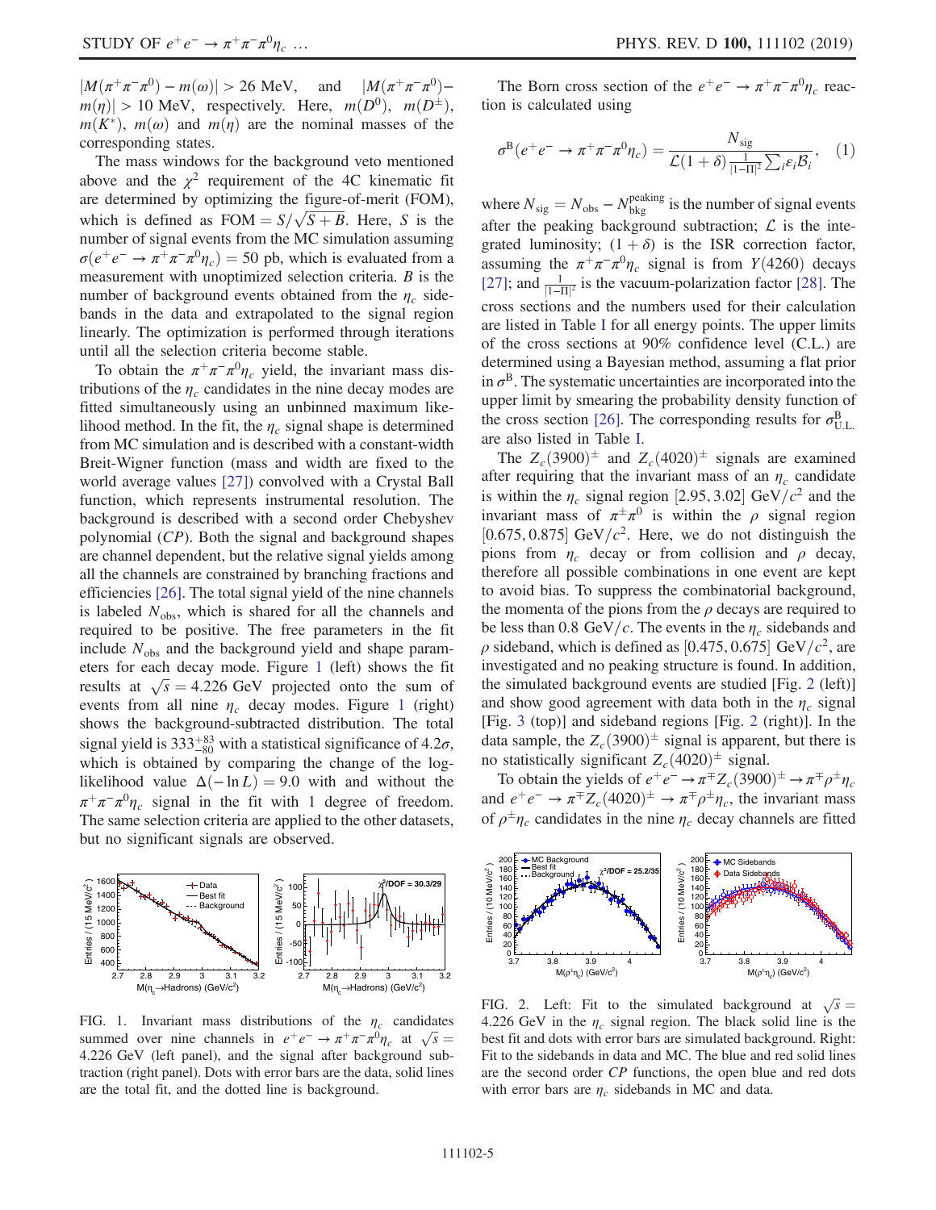$|M(\pi^+\pi^-\pi^0) - m(\omega)| > 26$ MeV, and $|M(\pi^+\pi^-\pi^0) - m(\eta)| > 10$ MeV, respectively. Here, $m(D^0)$, $m(D^\pm)$, $m(K^*)$, $m(\omega)$ and $m(\eta)$ are the nominal masses of the corresponding states.

The mass windows for the background veto mentioned above and the $\chi^2$ requirement of the 4C kinematic fit are determined by optimizing the figure-of-merit (FOM), which is defined as $\text{FOM} = S/\sqrt{S+B}$. Here, $S$ is the number of signal events from the MC simulation assuming $\sigma(e^+e^- \to \pi^+\pi^-\pi^0\eta_c) = 50$ pb, which is evaluated from a measurement with unoptimized selection criteria. $B$ is the number of background events obtained from the $\eta_c$ sidebands in the data and extrapolated to the signal region linearly. The optimization is performed through iterations until all the selection criteria become stable.

To obtain the $\pi^+\pi^-\pi^0\eta_c$ yield, the invariant mass distributions of the $\eta_c$ candidates in the nine decay modes are fitted simultaneously using an unbinned maximum likelihood method. In the fit, the $\eta_c$ signal shape is determined from MC simulation and is described with a constant-width Breit-Wigner function (mass and width are fixed to the world average values [27]) convolved with a Crystal Ball function, which represents instrumental resolution. The background is described with a second order Chebyshev polynomial ($CP$). Both the signal and background shapes are channel dependent, but the relative signal yields among all the channels are constrained by branching fractions and efficiencies [26]. The total signal yield of the nine channels is labeled $N_{\text{obs}}$, which is shared for all the channels and required to be positive. The free parameters in the fit include $N_{\text{obs}}$ and the background yield and shape parameters for each decay mode. Figure 1 (left) shows the fit results at $\sqrt{s} = 4.226$ GeV projected onto the sum of events from all nine $\eta_c$ decay modes. Figure 1 (right) shows the background-subtracted distribution. The total signal yield is $333^{+83}_{-80}$ with a statistical significance of $4.2\sigma$, which is obtained by comparing the change of the log-likelihood value $\Delta(-\ln L) = 9.0$ with and without the $\pi^+\pi^-\pi^0\eta_c$ signal in the fit with 1 degree of freedom. The same selection criteria are applied to the other datasets, but no significant signals are observed.

FIG. 1. Invariant mass distributions of the $\eta_c$ candidates summed over nine channels in $e^+e^- \to \pi^+\pi^-\pi^0\eta_c$ at $\sqrt{s} = 4.226$ GeV (left panel), and the signal after background subtraction (right panel). Dots with error bars are the data, solid lines are the total fit, and the dotted line is background.

The Born cross section of the $e^+e^- \to \pi^+\pi^-\pi^0\eta_c$ reaction is calculated using

$$\sigma^{\text{B}}(e^+e^- \to \pi^+\pi^-\pi^0\eta_c) = \frac{N_{\text{sig}}}{\mathcal{L}(1+\delta)\frac{1}{|1-\Pi|^2}\sum_i \epsilon_i \mathcal{B}_i}, \quad (1)$$

where $N_{\text{sig}} = N_{\text{obs}} - N_{\text{bkg}}^{\text{peaking}}$ is the number of signal events after the peaking background subtraction; $\mathcal{L}$ is the integrated luminosity; $(1+\delta)$ is the ISR correction factor, assuming the $\pi^+\pi^-\pi^0\eta_c$ signal is from $Y(4260)$ decays [27]; and $\frac{1}{|1-\Pi|^2}$ is the vacuum-polarization factor [28]. The cross sections and the numbers used for their calculation are listed in Table I for all energy points. The upper limits of the cross sections at 90% confidence level (C.L.) are determined using a Bayesian method, assuming a flat prior in $\sigma^{\text{B}}$. The systematic uncertainties are incorporated into the upper limit by smearing the probability density function of the cross section [26]. The corresponding results for $\sigma^{\text{B}}_{\text{U.L.}}$ are also listed in Table I.

The $Z_c(3900)^\pm$ and $Z_c(4020)^\pm$ signals are examined after requiring that the invariant mass of an $\eta_c$ candidate is within the $\eta_c$ signal region $[2.95, 3.02]$ GeV$/c^2$ and the invariant mass of $\pi^\pm\pi^0$ is within the $\rho$ signal region $[0.675, 0.875]$ GeV$/c^2$. Here, we do not distinguish the pions from $\eta_c$ decay or from collision and $\rho$ decay, therefore all possible combinations in one event are kept to avoid bias. To suppress the combinatorial background, the momenta of the pions from the $\rho$ decays are required to be less than 0.8 GeV$/c$. The events in the $\eta_c$ sidebands and $\rho$ sideband, which is defined as $[0.475, 0.675]$ GeV$/c^2$, are investigated and no peaking structure is found. In addition, the simulated background events are studied [Fig. 2 (left)] and show good agreement with data both in the $\eta_c$ signal [Fig. 3 (top)] and sideband regions [Fig. 2 (right)]. In the data sample, the $Z_c(3900)^\pm$ signal is apparent, but there is no statistically significant $Z_c(4020)^\pm$ signal.

To obtain the yields of $e^+e^- \to \pi^\mp Z_c(3900)^\pm \to \pi^\mp\rho^\pm\eta_c$ and $e^+e^- \to \pi^\mp Z_c(4020)^\pm \to \pi^\mp\rho^\pm\eta_c$, the invariant mass of $\rho^\pm\eta_c$ candidates in the nine $\eta_c$ decay channels are fitted

FIG. 2. Left: Fit to the simulated background at $\sqrt{s} = 4.226$ GeV in the $\eta_c$ signal region. The black solid line is the best fit and dots with error bars are simulated background. Right: Fit to the sidebands in data and MC. The blue and red solid lines are the second order $CP$ functions, the open blue and red dots with error bars are $\eta_c$ sidebands in MC and data.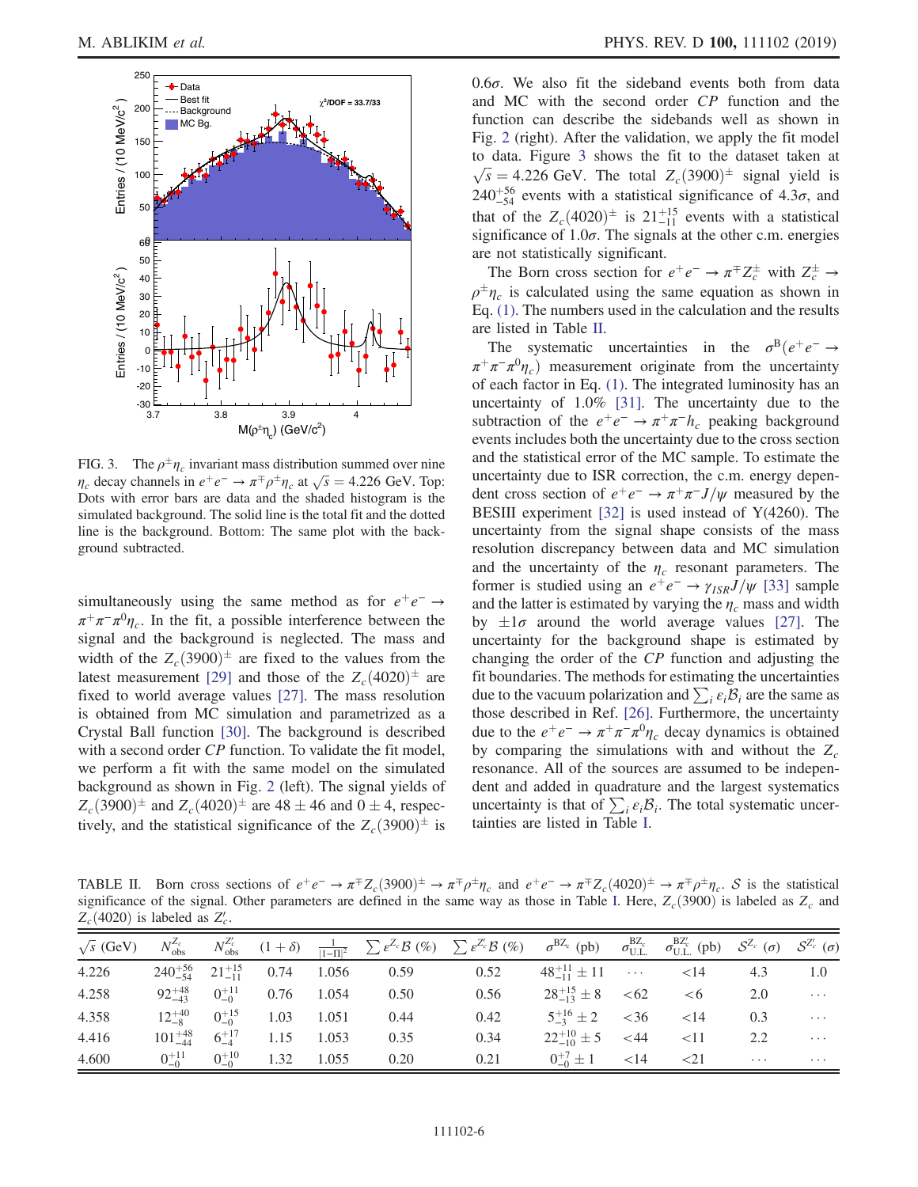FIG. 3. The $\rho^{\pm}\eta_c$ invariant mass distribution summed over nine $\eta_c$ decay channels in $e^+e^- \to \pi^{\mp}\rho^{\pm}\eta_c$ at $\sqrt{s} = 4.226$ GeV. Top: Dots with error bars are data and the shaded histogram is the simulated background. The solid line is the total fit and the dotted line is the background. Bottom: The same plot with the background subtracted.

simultaneously using the same method as for $e^+e^- \to \pi^+\pi^-\pi^0\eta_c$. In the fit, a possible interference between the signal and the background is neglected. The mass and width of the $Z_c(3900)^{\pm}$ are fixed to the values from the latest measurement [29] and those of the $Z_c(4020)^{\pm}$ are fixed to world average values [27]. The mass resolution is obtained from MC simulation and parametrized as a Crystal Ball function [30]. The background is described with a second order *CP* function. To validate the fit model, we perform a fit with the same model on the simulated background as shown in Fig. 2 (left). The signal yields of $Z_c(3900)^{\pm}$ and $Z_c(4020)^{\pm}$ are $48 \pm 46$ and $0 \pm 4$, respectively, and the statistical significance of the $Z_c(3900)^{\pm}$ is $0.6\sigma$. We also fit the sideband events both from data and MC with the second order *CP* function and the function can describe the sidebands well as shown in Fig. 2 (right). After the validation, we apply the fit model to data. Figure 3 shows the fit to the dataset taken at $\sqrt{s} = 4.226$ GeV. The total $Z_c(3900)^{\pm}$ signal yield is $240^{+56}_{-54}$ events with a statistical significance of $4.3\sigma$, and that of the $Z_c(4020)^{\pm}$ is $21^{+15}_{-11}$ events with a statistical significance of $1.0\sigma$. The signals at the other c.m. energies are not statistically significant.

The Born cross section for $e^+e^- \to \pi^{\mp}Z_c^{\pm}$ with $Z_c^{\pm} \to \rho^{\pm}\eta_c$ is calculated using the same equation as shown in Eq. (1). The numbers used in the calculation and the results are listed in Table II.

The systematic uncertainties in the $\sigma^{\mathrm{B}}(e^+e^- \to \pi^+\pi^-\pi^0\eta_c)$ measurement originate from the uncertainty of each factor in Eq. (1). The integrated luminosity has an uncertainty of 1.0% [31]. The uncertainty due to the subtraction of the $e^+e^- \to \pi^+\pi^-h_c$ peaking background events includes both the uncertainty due to the cross section and the statistical error of the MC sample. To estimate the uncertainty due to ISR correction, the c.m. energy dependent cross section of $e^+e^- \to \pi^+\pi^-J/\psi$ measured by the BESIII experiment [32] is used instead of Y(4260). The uncertainty from the signal shape consists of the mass resolution discrepancy between data and MC simulation and the uncertainty of the $\eta_c$ resonant parameters. The former is studied using an $e^+e^- \to \gamma_{ISR}J/\psi$ [33] sample and the latter is estimated by varying the $\eta_c$ mass and width by $\pm 1\sigma$ around the world average values [27]. The uncertainty for the background shape is estimated by changing the order of the *CP* function and adjusting the fit boundaries. The methods for estimating the uncertainties due to the vacuum polarization and $\sum_i \varepsilon_i \mathcal{B}_i$ are the same as those described in Ref. [26]. Furthermore, the uncertainty due to the $e^+e^- \to \pi^+\pi^-\pi^0\eta_c$ decay dynamics is obtained by comparing the simulations with and without the $Z_c$ resonance. All of the sources are assumed to be independent and added in quadrature and the largest systematics uncertainty is that of $\sum_i \varepsilon_i \mathcal{B}_i$. The total systematic uncertainties are listed in Table I.

TABLE II. Born cross sections of $e^+e^- \to \pi^{\mp}Z_c(3900)^{\pm} \to \pi^{\mp}\rho^{\pm}\eta_c$ and $e^+e^- \to \pi^{\mp}Z_c(4020)^{\pm} \to \pi^{\mp}\rho^{\pm}\eta_c$. $\mathcal{S}$ is the statistical significance of the signal. Other parameters are defined in the same way as those in Table I. Here, $Z_c(3900)$ is labeled as $Z_c$ and $Z_c(4020)$ is labeled as $Z_c'$.

| $\sqrt{s}$ (GeV) | $N_{\mathrm{obs}}^{Z_c}$ | $N_{\mathrm{obs}}^{Z_c'}$ | $(1+\delta)$ | $\frac{1}{\lvert 1-\Pi\rvert^2}$ | $\sum \varepsilon^{Z_c}\mathcal{B}$ (%) | $\sum \varepsilon^{Z_c'}\mathcal{B}$ (%) | $\sigma^{\mathrm{B}Z_c}$ (pb) | $\sigma_{\mathrm{U.L.}}^{\mathrm{B}Z_c}$ | $\sigma_{\mathrm{U.L.}}^{\mathrm{B}Z_c'}$ (pb) | $\mathcal{S}^{Z_c}$ ($\sigma$) | $\mathcal{S}^{Z_c'}$ ($\sigma$) |
|---|---|---|---|---|---|---|---|---|---|---|---|
| 4.226 | $240^{+56}_{-54}$ | $21^{+15}_{-11}$ | 0.74 | 1.056 | 0.59 | 0.52 | $48^{+11}_{-11} \pm 11$ | ⋯ | <14 | 4.3 | 1.0 |
| 4.258 | $92^{+48}_{-43}$ | $0^{+11}_{-0}$ | 0.76 | 1.054 | 0.50 | 0.56 | $28^{+15}_{-13} \pm 8$ | <62 | <6 | 2.0 | ⋯ |
| 4.358 | $12^{+40}_{-8}$ | $0^{+15}_{-0}$ | 1.03 | 1.051 | 0.44 | 0.42 | $5^{+16}_{-3} \pm 2$ | <36 | <14 | 0.3 | ⋯ |
| 4.416 | $101^{+48}_{-44}$ | $6^{+17}_{-4}$ | 1.15 | 1.053 | 0.35 | 0.34 | $22^{+10}_{-10} \pm 5$ | <44 | <11 | 2.2 | ⋯ |
| 4.600 | $0^{+11}_{-0}$ | $0^{+10}_{-0}$ | 1.32 | 1.055 | 0.20 | 0.21 | $0^{+7}_{-0} \pm 1$ | <14 | <21 | ⋯ | ⋯ |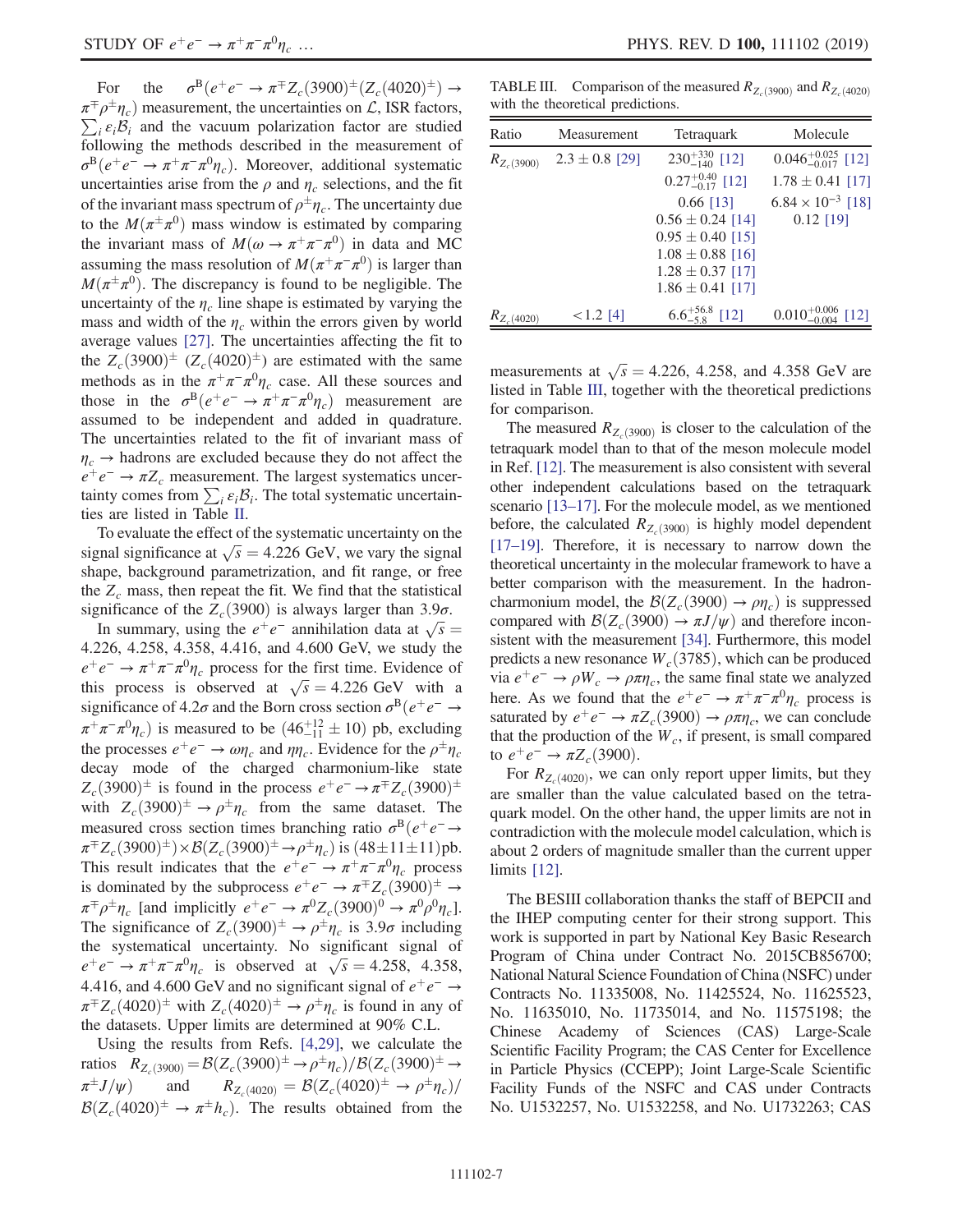For the $\sigma^{B}(e^+e^- \to \pi^{\mp}Z_c(3900)^{\pm}(Z_c(4020)^{\pm}) \to \pi^{\mp}\rho^{\pm}\eta_c)$ measurement, the uncertainties on $\mathcal{L}$, ISR factors, $\sum_i \epsilon_i \mathcal{B}_i$ and the vacuum polarization factor are studied following the methods described in the measurement of $\sigma^{B}(e^+e^- \to \pi^+\pi^-\pi^0\eta_c)$. Moreover, additional systematic uncertainties arise from the $\rho$ and $\eta_c$ selections, and the fit of the invariant mass spectrum of $\rho^{\pm}\eta_c$. The uncertainty due to the $M(\pi^{\pm}\pi^0)$ mass window is estimated by comparing the invariant mass of $M(\omega \to \pi^+\pi^-\pi^0)$ in data and MC assuming the mass resolution of $M(\pi^+\pi^-\pi^0)$ is larger than $M(\pi^{\pm}\pi^0)$. The discrepancy is found to be negligible. The uncertainty of the $\eta_c$ line shape is estimated by varying the mass and width of the $\eta_c$ within the errors given by world average values [27]. The uncertainties affecting the fit to the $Z_c(3900)^{\pm}$ ($Z_c(4020)^{\pm}$) are estimated with the same methods as in the $\pi^+\pi^-\pi^0\eta_c$ case. All these sources and those in the $\sigma^{B}(e^+e^- \to \pi^+\pi^-\pi^0\eta_c)$ measurement are assumed to be independent and added in quadrature. The uncertainties related to the fit of invariant mass of $\eta_c \to$ hadrons are excluded because they do not affect the $e^+e^- \to \pi Z_c$ measurement. The largest systematics uncertainty comes from $\sum_i \epsilon_i \mathcal{B}_i$. The total systematic uncertainties are listed in Table II.

To evaluate the effect of the systematic uncertainty on the signal significance at $\sqrt{s} = 4.226$ GeV, we vary the signal shape, background parametrization, and fit range, or free the $Z_c$ mass, then repeat the fit. We find that the statistical significance of the $Z_c(3900)$ is always larger than $3.9\sigma$.

In summary, using the $e^+e^-$ annihilation data at $\sqrt{s} =$ 4.226, 4.258, 4.358, 4.416, and 4.600 GeV, we study the $e^+e^- \to \pi^+\pi^-\pi^0\eta_c$ process for the first time. Evidence of this process is observed at $\sqrt{s} = 4.226$ GeV with a significance of $4.2\sigma$ and the Born cross section $\sigma^{B}(e^+e^- \to \pi^+\pi^-\pi^0\eta_c)$ is measured to be $(46^{+12}_{-11} \pm 10)$ pb, excluding the processes $e^+e^- \to \omega\eta_c$ and $\eta\eta_c$. Evidence for the $\rho^{\pm}\eta_c$ decay mode of the charged charmonium-like state $Z_c(3900)^{\pm}$ is found in the process $e^+e^- \to \pi^{\mp}Z_c(3900)^{\pm}$ with $Z_c(3900)^{\pm} \to \rho^{\pm}\eta_c$ from the same dataset. The measured cross section times branching ratio $\sigma^{B}(e^+e^- \to \pi^{\mp}Z_c(3900)^{\pm}) \times \mathcal{B}(Z_c(3900)^{\pm} \to \rho^{\pm}\eta_c)$ is $(48 \pm 11 \pm 11)$pb. This result indicates that the $e^+e^- \to \pi^+\pi^-\pi^0\eta_c$ process is dominated by the subprocess $e^+e^- \to \pi^{\mp}Z_c(3900)^{\pm} \to \pi^{\mp}\rho^{\pm}\eta_c$ [and implicitly $e^+e^- \to \pi^0 Z_c(3900)^0 \to \pi^0\rho^0\eta_c$]. The significance of $Z_c(3900)^{\pm} \to \rho^{\pm}\eta_c$ is $3.9\sigma$ including the systematic uncertainty. No significant signal of $e^+e^- \to \pi^+\pi^-\pi^0\eta_c$ is observed at $\sqrt{s} = 4.258$, 4.358, 4.416, and 4.600 GeV and no significant signal of $e^+e^- \to \pi^{\mp}Z_c(4020)^{\pm}$ with $Z_c(4020)^{\pm} \to \rho^{\pm}\eta_c$ is found in any of the datasets. Upper limits are determined at 90% C.L.

Using the results from Refs. [4,29], we calculate the ratios $R_{Z_c(3900)} = \mathcal{B}(Z_c(3900)^{\pm} \to \rho^{\pm}\eta_c)/\mathcal{B}(Z_c(3900)^{\pm} \to \pi^{\pm}J/\psi)$ and $R_{Z_c(4020)} = \mathcal{B}(Z_c(4020)^{\pm} \to \rho^{\pm}\eta_c)/\mathcal{B}(Z_c(4020)^{\pm} \to \pi^{\pm}h_c)$. The results obtained from the measurements at $\sqrt{s} = 4.226$, 4.258, and 4.358 GeV are listed in Table III, together with the theoretical predictions for comparison.

TABLE III. Comparison of the measured $R_{Z_c(3900)}$ and $R_{Z_c(4020)}$ with the theoretical predictions.

| Ratio | Measurement | Tetraquark | Molecule |
|---|---|---|---|
| $R_{Z_c(3900)}$ | $2.3 \pm 0.8$ [29] | $230^{+330}_{-140}$ [12] | $0.046^{+0.025}_{-0.017}$ [12] |
| | | $0.27^{+0.40}_{-0.17}$ [12] | $1.78 \pm 0.41$ [17] |
| | | 0.66 [13] | $6.84 \times 10^{-3}$ [18] |
| | | $0.56 \pm 0.24$ [14] | 0.12 [19] |
| | | $0.95 \pm 0.40$ [15] | |
| | | $1.08 \pm 0.88$ [16] | |
| | | $1.28 \pm 0.37$ [17] | |
| | | $1.86 \pm 0.41$ [17] | |
| $R_{Z_c(4020)}$ | $<1.2$ [4] | $6.6^{+56.8}_{-5.8}$ [12] | $0.010^{+0.006}_{-0.004}$ [12] |

The measured $R_{Z_c(3900)}$ is closer to the calculation of the tetraquark model than to that of the meson molecule model in Ref. [12]. The measurement is also consistent with several other independent calculations based on the tetraquark scenario [13–17]. For the molecule model, as we mentioned before, the calculated $R_{Z_c(3900)}$ is highly model dependent [17–19]. Therefore, it is necessary to narrow down the theoretical uncertainty in the molecular framework to have a better comparison with the measurement. In the hadron-charmonium model, the $\mathcal{B}(Z_c(3900) \to \rho\eta_c)$ is suppressed compared with $\mathcal{B}(Z_c(3900) \to \pi J/\psi)$ and therefore inconsistent with the measurement [34]. Furthermore, this model predicts a new resonance $W_c(3785)$, which can be produced via $e^+e^- \to \rho W_c \to \rho\pi\eta_c$, the same final state we analyzed here. As we found that the $e^+e^- \to \pi^+\pi^-\pi^0\eta_c$ process is saturated by $e^+e^- \to \pi Z_c(3900) \to \rho\pi\eta_c$, we can conclude that the production of the $W_c$, if present, is small compared to $e^+e^- \to \pi Z_c(3900)$.

For $R_{Z_c(4020)}$, we can only report upper limits, but they are smaller than the value calculated based on the tetraquark model. On the other hand, the upper limits are not in contradiction with the molecule model calculation, which is about 2 orders of magnitude smaller than the current upper limits [12].

The BESIII collaboration thanks the staff of BEPCII and the IHEP computing center for their strong support. This work is supported in part by National Key Basic Research Program of China under Contract No. 2015CB856700; National Natural Science Foundation of China (NSFC) under Contracts No. 11335008, No. 11425524, No. 11625523, No. 11635010, No. 11735014, and No. 11575198; the Chinese Academy of Sciences (CAS) Large-Scale Scientific Facility Program; the CAS Center for Excellence in Particle Physics (CCEPP); Joint Large-Scale Scientific Facility Funds of the NSFC and CAS under Contracts No. U1532257, No. U1532258, and No. U1732263; CAS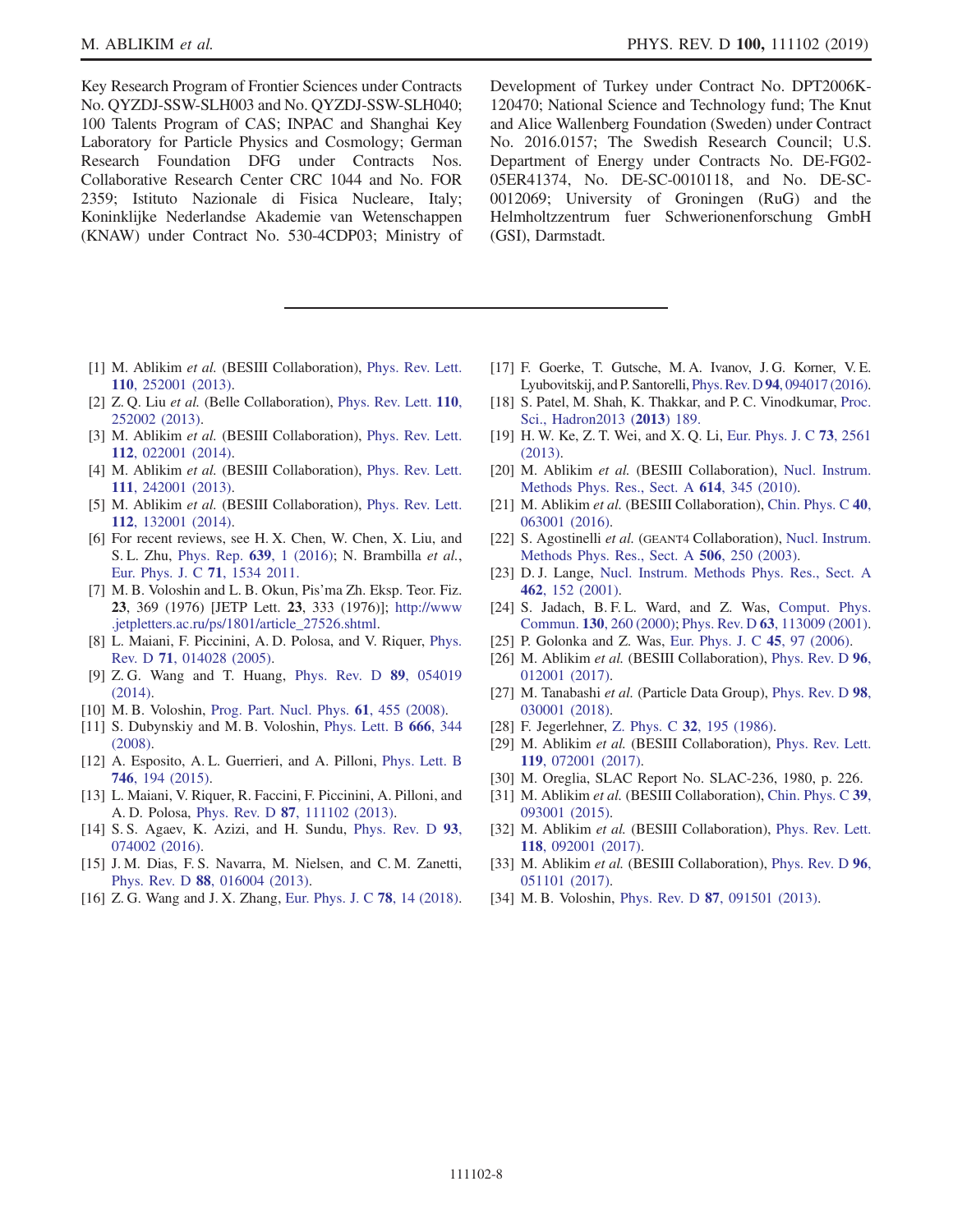Key Research Program of Frontier Sciences under Contracts No. QYZDJ-SSW-SLH003 and No. QYZDJ-SSW-SLH040; 100 Talents Program of CAS; INPAC and Shanghai Key Laboratory for Particle Physics and Cosmology; German Research Foundation DFG under Contracts Nos. Collaborative Research Center CRC 1044 and No. FOR 2359; Istituto Nazionale di Fisica Nucleare, Italy; Koninklijke Nederlandse Akademie van Wetenschappen (KNAW) under Contract No. 530-4CDP03; Ministry of Development of Turkey under Contract No. DPT2006K-120470; National Science and Technology fund; The Knut and Alice Wallenberg Foundation (Sweden) under Contract No. 2016.0157; The Swedish Research Council; U.S. Department of Energy under Contracts No. DE-FG02-05ER41374, No. DE-SC-0010118, and No. DE-SC-0012069; University of Groningen (RuG) and the Helmholtzzentrum fuer Schwerionenforschung GmbH (GSI), Darmstadt.

---

[1] M. Ablikim *et al.* (BESIII Collaboration), Phys. Rev. Lett. **110**, 252001 (2013).

[2] Z. Q. Liu *et al.* (Belle Collaboration), Phys. Rev. Lett. **110**, 252002 (2013).

[3] M. Ablikim *et al.* (BESIII Collaboration), Phys. Rev. Lett. **112**, 022001 (2014).

[4] M. Ablikim *et al.* (BESIII Collaboration), Phys. Rev. Lett. **111**, 242001 (2013).

[5] M. Ablikim *et al.* (BESIII Collaboration), Phys. Rev. Lett. **112**, 132001 (2014).

[6] For recent reviews, see H. X. Chen, W. Chen, X. Liu, and S. L. Zhu, Phys. Rep. **639**, 1 (2016); N. Brambilla *et al.*, Eur. Phys. J. C **71**, 1534 2011.

[7] M. B. Voloshin and L. B. Okun, Pis'ma Zh. Eksp. Teor. Fiz. **23**, 369 (1976) [JETP Lett. **23**, 333 (1976)]; http://www.jetpletters.ac.ru/ps/1801/article_27526.shtml.

[8] L. Maiani, F. Piccinini, A. D. Polosa, and V. Riquer, Phys. Rev. D **71**, 014028 (2005).

[9] Z. G. Wang and T. Huang, Phys. Rev. D **89**, 054019 (2014).

[10] M. B. Voloshin, Prog. Part. Nucl. Phys. **61**, 455 (2008).

[11] S. Dubynskiy and M. B. Voloshin, Phys. Lett. B **666**, 344 (2008).

[12] A. Esposito, A. L. Guerrieri, and A. Pilloni, Phys. Lett. B **746**, 194 (2015).

[13] L. Maiani, V. Riquer, R. Faccini, F. Piccinini, A. Pilloni, and A. D. Polosa, Phys. Rev. D **87**, 111102 (2013).

[14] S. S. Agaev, K. Azizi, and H. Sundu, Phys. Rev. D **93**, 074002 (2016).

[15] J. M. Dias, F. S. Navarra, M. Nielsen, and C. M. Zanetti, Phys. Rev. D **88**, 016004 (2013).

[16] Z. G. Wang and J. X. Zhang, Eur. Phys. J. C **78**, 14 (2018).

[17] F. Goerke, T. Gutsche, M. A. Ivanov, J. G. Korner, V. E. Lyubovitskij, and P. Santorelli, Phys. Rev. D **94**, 094017 (2016).

[18] S. Patel, M. Shah, K. Thakkar, and P. C. Vinodkumar, Proc. Sci., Hadron2013 (**2013**) 189.

[19] H. W. Ke, Z. T. Wei, and X. Q. Li, Eur. Phys. J. C **73**, 2561 (2013).

[20] M. Ablikim *et al.* (BESIII Collaboration), Nucl. Instrum. Methods Phys. Res., Sect. A **614**, 345 (2010).

[21] M. Ablikim *et al.* (BESIII Collaboration), Chin. Phys. C **40**, 063001 (2016).

[22] S. Agostinelli *et al.* (GEANT4 Collaboration), Nucl. Instrum. Methods Phys. Res., Sect. A **506**, 250 (2003).

[23] D. J. Lange, Nucl. Instrum. Methods Phys. Res., Sect. A **462**, 152 (2001).

[24] S. Jadach, B. F. L. Ward, and Z. Was, Comput. Phys. Commun. **130**, 260 (2000); Phys. Rev. D **63**, 113009 (2001).

[25] P. Golonka and Z. Was, Eur. Phys. J. C **45**, 97 (2006).

[26] M. Ablikim *et al.* (BESIII Collaboration), Phys. Rev. D **96**, 012001 (2017).

[27] M. Tanabashi *et al.* (Particle Data Group), Phys. Rev. D **98**, 030001 (2018).

[28] F. Jegerlehner, Z. Phys. C **32**, 195 (1986).

[29] M. Ablikim *et al.* (BESIII Collaboration), Phys. Rev. Lett. **119**, 072001 (2017).

[30] M. Oreglia, SLAC Report No. SLAC-236, 1980, p. 226.

[31] M. Ablikim *et al.* (BESIII Collaboration), Chin. Phys. C **39**, 093001 (2015).

[32] M. Ablikim *et al.* (BESIII Collaboration), Phys. Rev. Lett. **118**, 092001 (2017).

[33] M. Ablikim *et al.* (BESIII Collaboration), Phys. Rev. D **96**, 051101 (2017).

[34] M. B. Voloshin, Phys. Rev. D **87**, 091501 (2013).